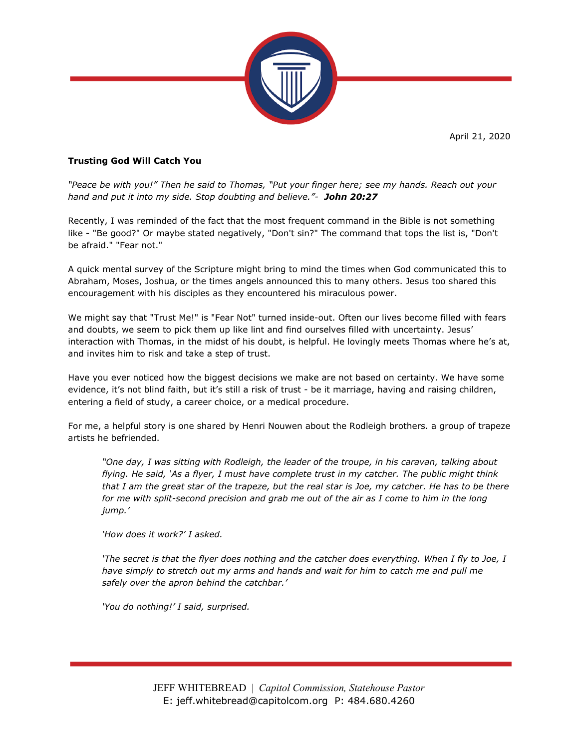April 21, 2020

**Trusting God Will Catch You**

*"Peace be with you!" Then he said to Thomas, "Put your finger here; see my hands. Reach out your hand and put it into my side. Stop doubting and believe."-* ***John 20:27***

Recently, I was reminded of the fact that the most frequent command in the Bible is not something like - "Be good?" Or maybe stated negatively, "Don't sin?" The command that tops the list is, "Don't be afraid." "Fear not."

A quick mental survey of the Scripture might bring to mind the times when God communicated this to Abraham, Moses, Joshua, or the times angels announced this to many others. Jesus too shared this encouragement with his disciples as they encountered his miraculous power.

We might say that "Trust Me!" is "Fear Not" turned inside-out. Often our lives become filled with fears and doubts, we seem to pick them up like lint and find ourselves filled with uncertainty. Jesus' interaction with Thomas, in the midst of his doubt, is helpful. He lovingly meets Thomas where he's at, and invites him to risk and take a step of trust.

Have you ever noticed how the biggest decisions we make are not based on certainty. We have some evidence, it's not blind faith, but it's still a risk of trust - be it marriage, having and raising children, entering a field of study, a career choice, or a medical procedure.

For me, a helpful story is one shared by Henri Nouwen about the Rodleigh brothers. a group of trapeze artists he befriended.

> *"One day, I was sitting with Rodleigh, the leader of the troupe, in his caravan, talking about flying. He said, 'As a flyer, I must have complete trust in my catcher. The public might think that I am the great star of the trapeze, but the real star is Joe, my catcher. He has to be there for me with split-second precision and grab me out of the air as I come to him in the long jump.'*
>
> *'How does it work?' I asked.*
>
> *'The secret is that the flyer does nothing and the catcher does everything. When I fly to Joe, I have simply to stretch out my arms and hands and wait for him to catch me and pull me safely over the apron behind the catchbar.'*
>
> *'You do nothing!' I said, surprised.*

JEFF WHITEBREAD | *Capitol Commission, Statehouse Pastor*
E: jeff.whitebread@capitolcom.org P: 484.680.4260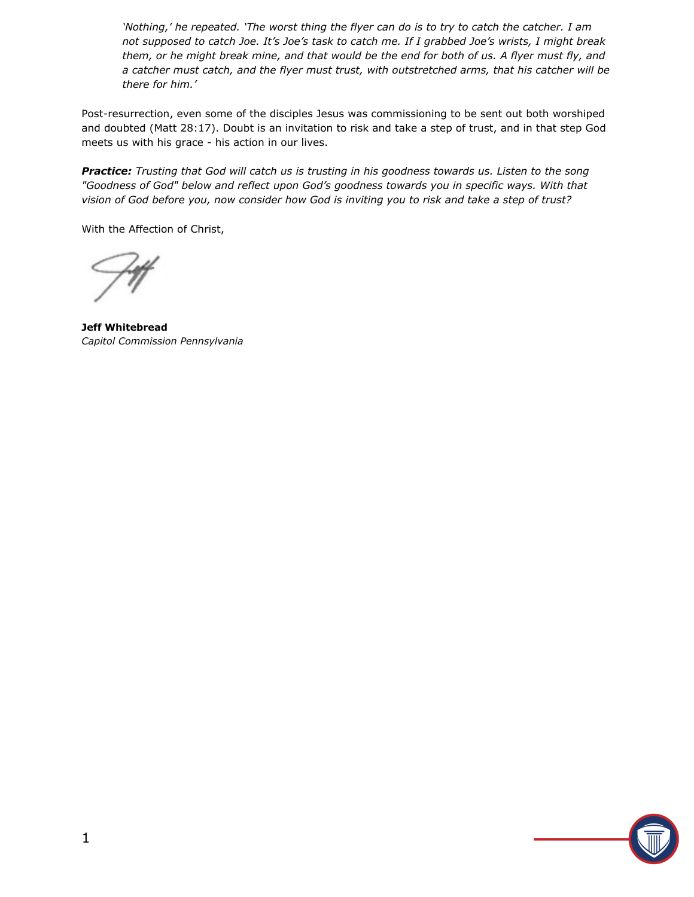> *'Nothing,' he repeated. 'The worst thing the flyer can do is to try to catch the catcher. I am not supposed to catch Joe. It's Joe's task to catch me. If I grabbed Joe's wrists, I might break them, or he might break mine, and that would be the end for both of us. A flyer must fly, and a catcher must catch, and the flyer must trust, with outstretched arms, that his catcher will be there for him.'*

Post-resurrection, even some of the disciples Jesus was commissioning to be sent out both worshiped and doubted (Matt 28:17). Doubt is an invitation to risk and take a step of trust, and in that step God meets us with his grace - his action in our lives.

***Practice:*** *Trusting that God will catch us is trusting in his goodness towards us. Listen to the song "Goodness of God" below and reflect upon God's goodness towards you in specific ways. With that vision of God before you, now consider how God is inviting you to risk and take a step of trust?*

With the Affection of Christ,

**Jeff Whitebread**
*Capitol Commission Pennsylvania*